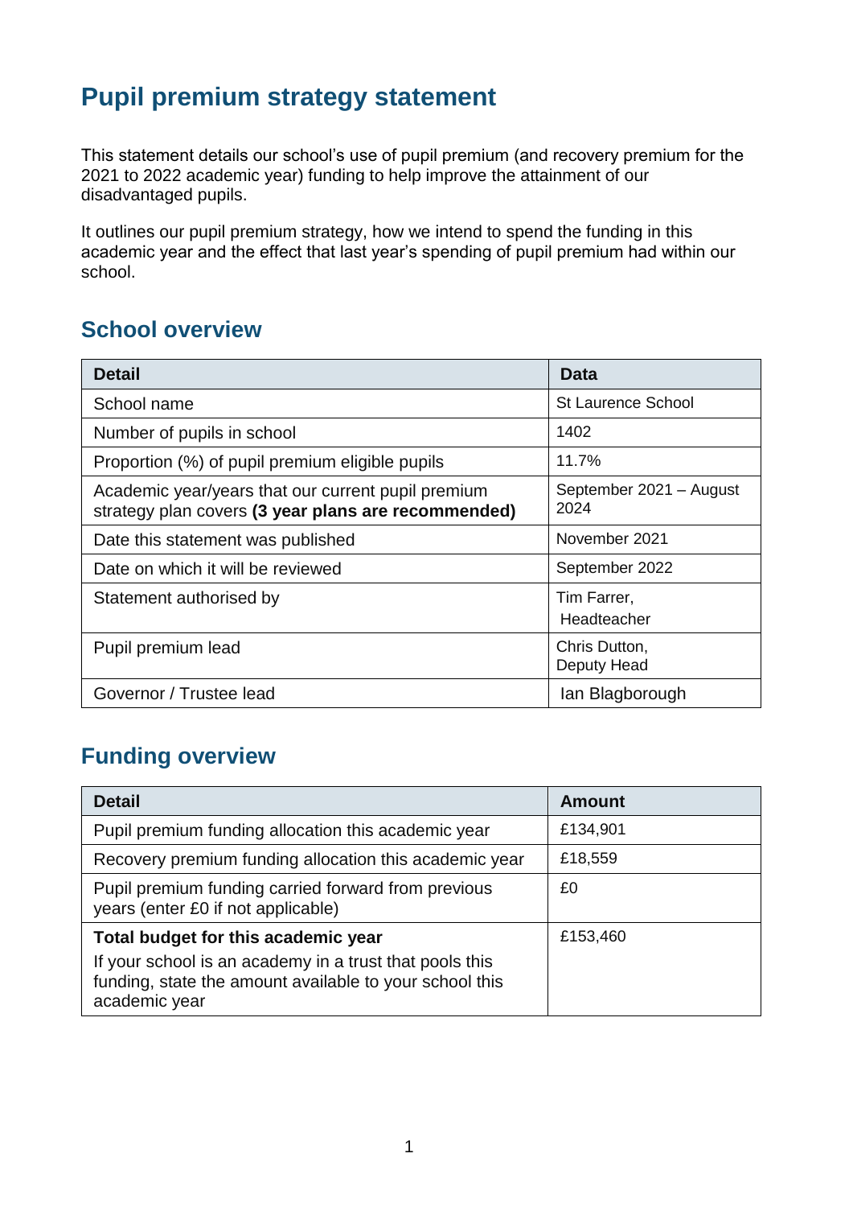# Pupil premium strategy statement

This statement details our school's use of pupil premium (and recovery premium for the 2021 to 2022 academic year) funding to help improve the attainment of our disadvantaged pupils.

It outlines our pupil premium strategy, how we intend to spend the funding in this academic year and the effect that last year's spending of pupil premium had within our school.

## School overview

| Detail | Data |
|---|---|
| School name | St Laurence School |
| Number of pupils in school | 1402 |
| Proportion (%) of pupil premium eligible pupils | 11.7% |
| Academic year/years that our current pupil premium strategy plan covers **(3 year plans are recommended)** | September 2021 – August 2024 |
| Date this statement was published | November 2021 |
| Date on which it will be reviewed | September 2022 |
| Statement authorised by | Tim Farrer, Headteacher |
| Pupil premium lead | Chris Dutton, Deputy Head |
| Governor / Trustee lead | Ian Blagborough |

## Funding overview

| Detail | Amount |
|---|---|
| Pupil premium funding allocation this academic year | £134,901 |
| Recovery premium funding allocation this academic year | £18,559 |
| Pupil premium funding carried forward from previous years (enter £0 if not applicable) | £0 |
| **Total budget for this academic year** If your school is an academy in a trust that pools this funding, state the amount available to your school this academic year | £153,460 |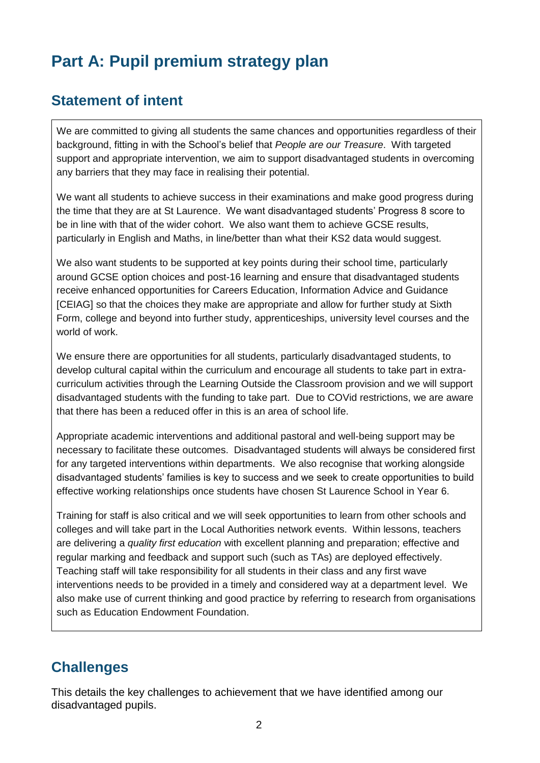# Part A: Pupil premium strategy plan

## Statement of intent

We are committed to giving all students the same chances and opportunities regardless of their background, fitting in with the School's belief that *People are our Treasure*. With targeted support and appropriate intervention, we aim to support disadvantaged students in overcoming any barriers that they may face in realising their potential.

We want all students to achieve success in their examinations and make good progress during the time that they are at St Laurence. We want disadvantaged students' Progress 8 score to be in line with that of the wider cohort. We also want them to achieve GCSE results, particularly in English and Maths, in line/better than what their KS2 data would suggest.

We also want students to be supported at key points during their school time, particularly around GCSE option choices and post-16 learning and ensure that disadvantaged students receive enhanced opportunities for Careers Education, Information Advice and Guidance [CEIAG] so that the choices they make are appropriate and allow for further study at Sixth Form, college and beyond into further study, apprenticeships, university level courses and the world of work.

We ensure there are opportunities for all students, particularly disadvantaged students, to develop cultural capital within the curriculum and encourage all students to take part in extra-curriculum activities through the Learning Outside the Classroom provision and we will support disadvantaged students with the funding to take part. Due to COVid restrictions, we are aware that there has been a reduced offer in this is an area of school life.

Appropriate academic interventions and additional pastoral and well-being support may be necessary to facilitate these outcomes. Disadvantaged students will always be considered first for any targeted interventions within departments. We also recognise that working alongside disadvantaged students' families is key to success and we seek to create opportunities to build effective working relationships once students have chosen St Laurence School in Year 6.

Training for staff is also critical and we will seek opportunities to learn from other schools and colleges and will take part in the Local Authorities network events. Within lessons, teachers are delivering a *quality first education* with excellent planning and preparation; effective and regular marking and feedback and support such (such as TAs) are deployed effectively. Teaching staff will take responsibility for all students in their class and any first wave interventions needs to be provided in a timely and considered way at a department level. We also make use of current thinking and good practice by referring to research from organisations such as Education Endowment Foundation.

## Challenges

This details the key challenges to achievement that we have identified among our disadvantaged pupils.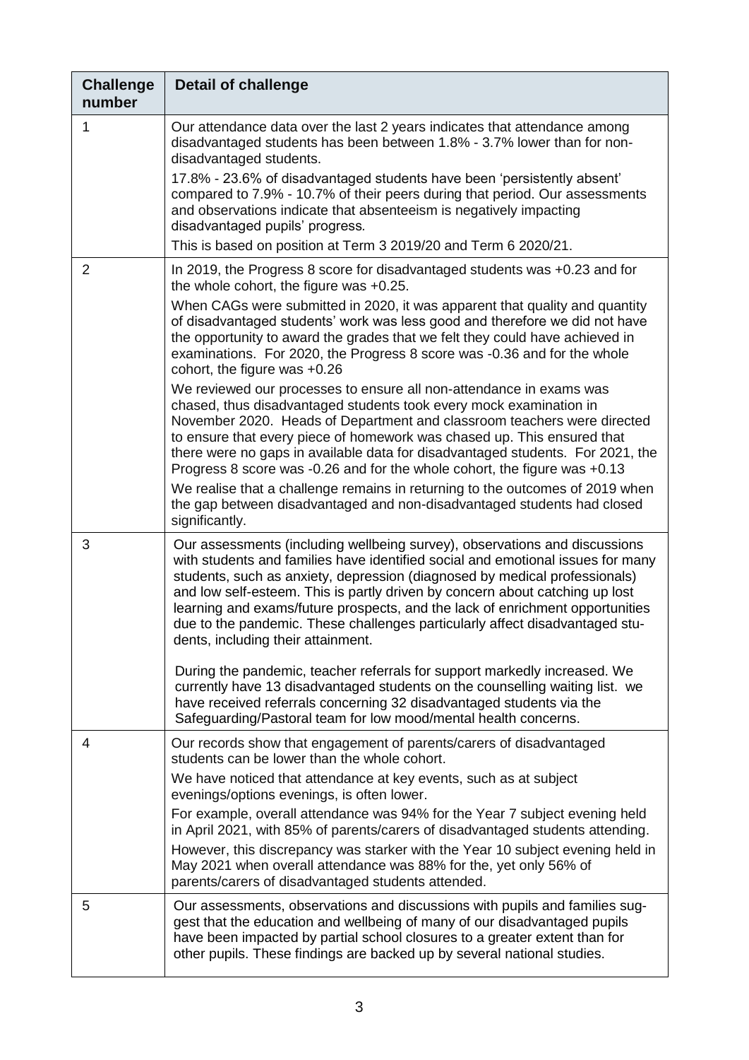| Challenge number | Detail of challenge |
|---|---|
| 1 | Our attendance data over the last 2 years indicates that attendance among disadvantaged students has been between 1.8% - 3.7% lower than for non-disadvantaged students.<br>17.8% - 23.6% of disadvantaged students have been 'persistently absent' compared to 7.9% - 10.7% of their peers during that period. Our assessments and observations indicate that absenteeism is negatively impacting disadvantaged pupils' progress.<br>This is based on position at Term 3 2019/20 and Term 6 2020/21. |
| 2 | In 2019, the Progress 8 score for disadvantaged students was +0.23 and for the whole cohort, the figure was +0.25.<br>When CAGs were submitted in 2020, it was apparent that quality and quantity of disadvantaged students' work was less good and therefore we did not have the opportunity to award the grades that we felt they could have achieved in examinations. For 2020, the Progress 8 score was -0.36 and for the whole cohort, the figure was +0.26<br>We reviewed our processes to ensure all non-attendance in exams was chased, thus disadvantaged students took every mock examination in November 2020. Heads of Department and classroom teachers were directed to ensure that every piece of homework was chased up. This ensured that there were no gaps in available data for disadvantaged students. For 2021, the Progress 8 score was -0.26 and for the whole cohort, the figure was +0.13<br>We realise that a challenge remains in returning to the outcomes of 2019 when the gap between disadvantaged and non-disadvantaged students had closed significantly. |
| 3 | Our assessments (including wellbeing survey), observations and discussions with students and families have identified social and emotional issues for many students, such as anxiety, depression (diagnosed by medical professionals) and low self-esteem. This is partly driven by concern about catching up lost learning and exams/future prospects, and the lack of enrichment opportunities due to the pandemic. These challenges particularly affect disadvantaged students, including their attainment.<br>During the pandemic, teacher referrals for support markedly increased. We currently have 13 disadvantaged students on the counselling waiting list. we have received referrals concerning 32 disadvantaged students via the Safeguarding/Pastoral team for low mood/mental health concerns. |
| 4 | Our records show that engagement of parents/carers of disadvantaged students can be lower than the whole cohort.<br>We have noticed that attendance at key events, such as at subject evenings/options evenings, is often lower.<br>For example, overall attendance was 94% for the Year 7 subject evening held in April 2021, with 85% of parents/carers of disadvantaged students attending.<br>However, this discrepancy was starker with the Year 10 subject evening held in May 2021 when overall attendance was 88% for the, yet only 56% of parents/carers of disadvantaged students attended. |
| 5 | Our assessments, observations and discussions with pupils and families suggest that the education and wellbeing of many of our disadvantaged pupils have been impacted by partial school closures to a greater extent than for other pupils. These findings are backed up by several national studies. |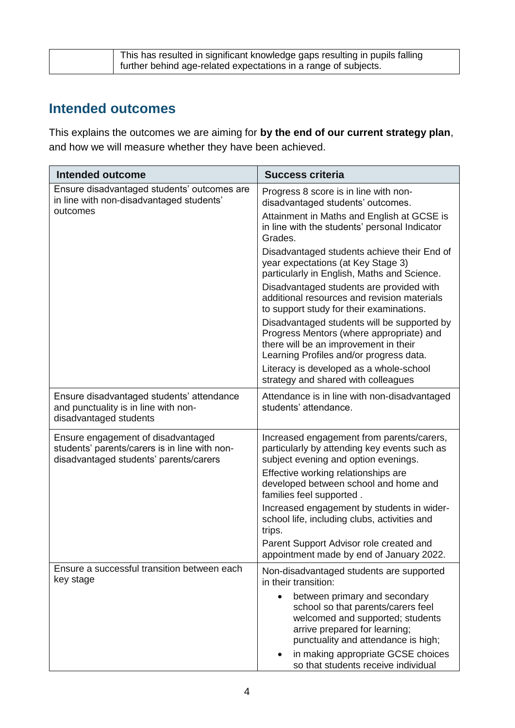| | |
|---|---|
| | This has resulted in significant knowledge gaps resulting in pupils falling further behind age-related expectations in a range of subjects. |

## Intended outcomes

This explains the outcomes we are aiming for **by the end of our current strategy plan**, and how we will measure whether they have been achieved.

| Intended outcome | Success criteria |
|---|---|
| Ensure disadvantaged students' outcomes are in line with non-disadvantaged students' outcomes | Progress 8 score is in line with non-disadvantaged students' outcomes.<br>Attainment in Maths and English at GCSE is in line with the students' personal Indicator Grades.<br>Disadvantaged students achieve their End of year expectations (at Key Stage 3) particularly in English, Maths and Science.<br>Disadvantaged students are provided with additional resources and revision materials to support study for their examinations.<br>Disadvantaged students will be supported by Progress Mentors (where appropriate) and there will be an improvement in their Learning Profiles and/or progress data.<br>Literacy is developed as a whole-school strategy and shared with colleagues |
| Ensure disadvantaged students' attendance and punctuality is in line with non-disadvantaged students | Attendance is in line with non-disadvantaged students' attendance. |
| Ensure engagement of disadvantaged students' parents/carers is in line with non-disadvantaged students' parents/carers | Increased engagement from parents/carers, particularly by attending key events such as subject evening and option evenings.<br>Effective working relationships are developed between school and home and families feel supported .<br>Increased engagement by students in wider-school life, including clubs, activities and trips.<br>Parent Support Advisor role created and appointment made by end of January 2022. |
| Ensure a successful transition between each key stage | Non-disadvantaged students are supported in their transition:<br>• between primary and secondary school so that parents/carers feel welcomed and supported; students arrive prepared for learning; punctuality and attendance is high;<br>• in making appropriate GCSE choices so that students receive individual |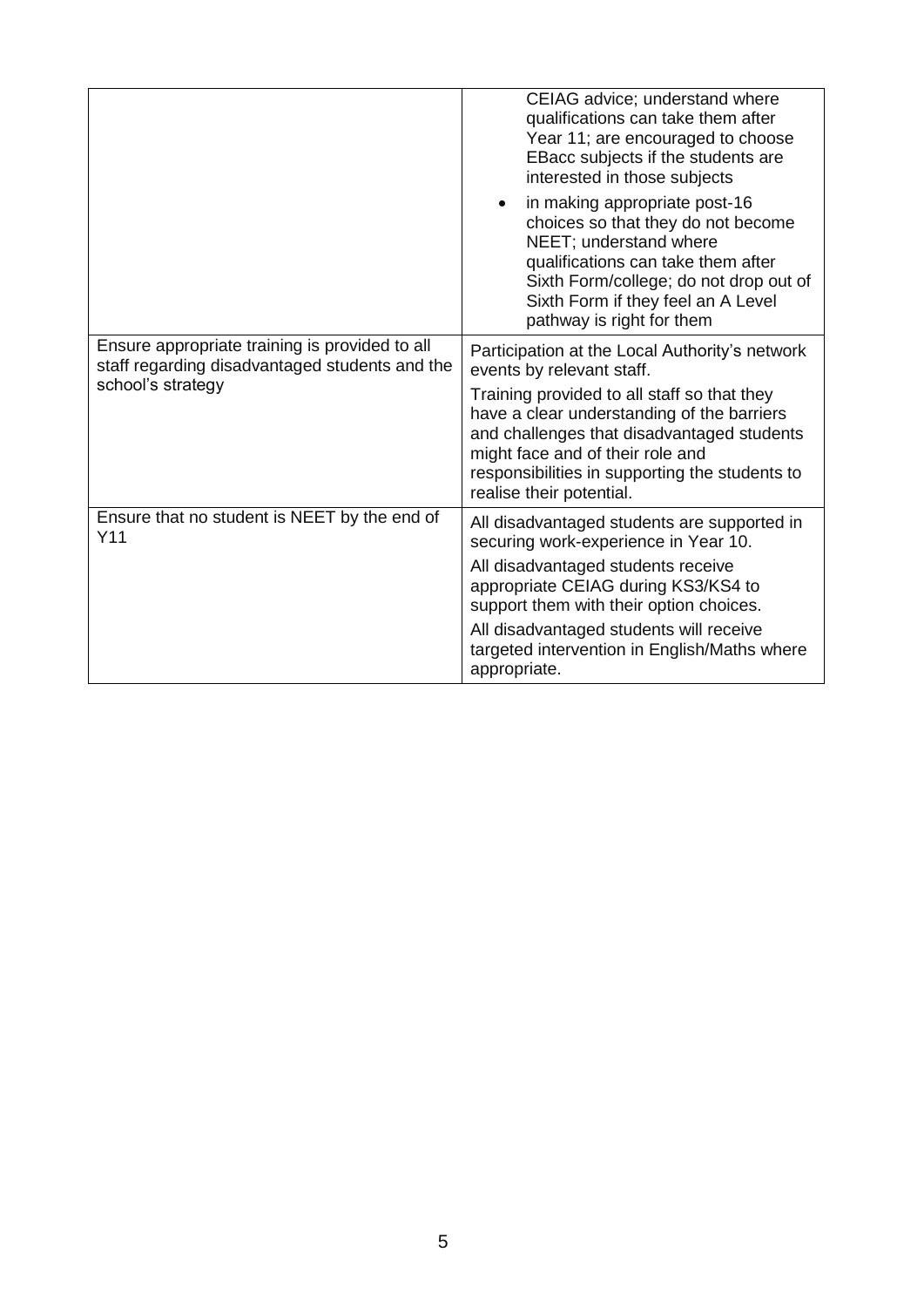| | |
|---|---|
| | CEIAG advice; understand where qualifications can take them after Year 11; are encouraged to choose EBacc subjects if the students are interested in those subjects<br>• in making appropriate post-16 choices so that they do not become NEET; understand where qualifications can take them after Sixth Form/college; do not drop out of Sixth Form if they feel an A Level pathway is right for them |
| Ensure appropriate training is provided to all staff regarding disadvantaged students and the school's strategy | Participation at the Local Authority's network events by relevant staff.<br>Training provided to all staff so that they have a clear understanding of the barriers and challenges that disadvantaged students might face and of their role and responsibilities in supporting the students to realise their potential. |
| Ensure that no student is NEET by the end of Y11 | All disadvantaged students are supported in securing work-experience in Year 10.<br>All disadvantaged students receive appropriate CEIAG during KS3/KS4 to support them with their option choices.<br>All disadvantaged students will receive targeted intervention in English/Maths where appropriate. |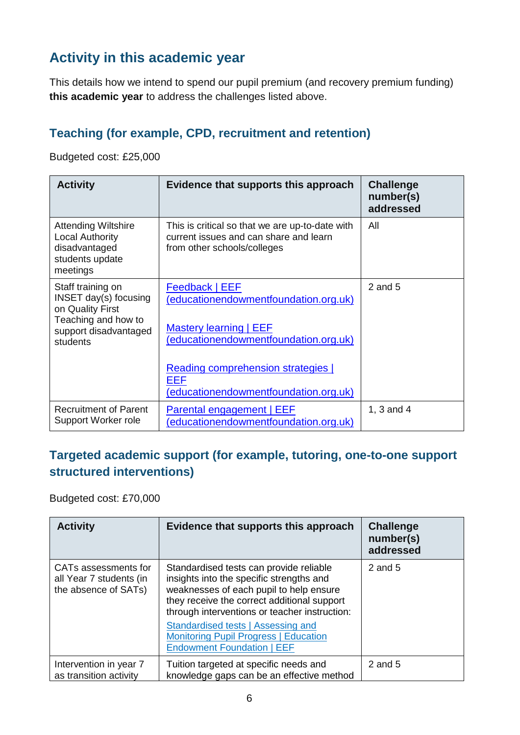## Activity in this academic year

This details how we intend to spend our pupil premium (and recovery premium funding) **this academic year** to address the challenges listed above.

### Teaching (for example, CPD, recruitment and retention)

Budgeted cost: £25,000

| Activity | Evidence that supports this approach | Challenge number(s) addressed |
|---|---|---|
| Attending Wiltshire Local Authority disadvantaged students update meetings | This is critical so that we are up-to-date with current issues and can share and learn from other schools/colleges | All |
| Staff training on INSET day(s) focusing on Quality First Teaching and how to support disadvantaged students | Feedback \| EEF (educationendowmentfoundation.org.uk)<br><br>Mastery learning \| EEF (educationendowmentfoundation.org.uk)<br><br>Reading comprehension strategies \| EEF (educationendowmentfoundation.org.uk) | 2 and 5 |
| Recruitment of Parent Support Worker role | Parental engagement \| EEF (educationendowmentfoundation.org.uk) | 1, 3 and 4 |

### Targeted academic support (for example, tutoring, one-to-one support structured interventions)

Budgeted cost: £70,000

| Activity | Evidence that supports this approach | Challenge number(s) addressed |
|---|---|---|
| CATs assessments for all Year 7 students (in the absence of SATs) | Standardised tests can provide reliable insights into the specific strengths and weaknesses of each pupil to help ensure they receive the correct additional support through interventions or teacher instruction:<br>Standardised tests \| Assessing and Monitoring Pupil Progress \| Education Endowment Foundation \| EEF | 2 and 5 |
| Intervention in year 7 as transition activity | Tuition targeted at specific needs and knowledge gaps can be an effective method | 2 and 5 |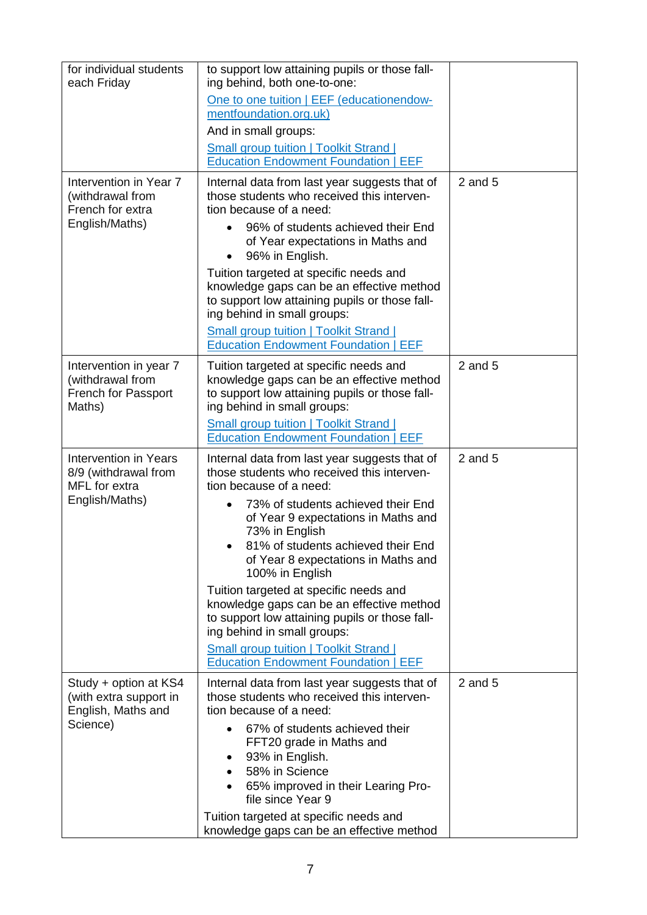| | | |
|---|---|---|
| for individual students each Friday | to support low attaining pupils or those falling behind, both one-to-one:<br>[One to one tuition \| EEF (educationendowmentfoundation.org.uk)]()<br>And in small groups:<br>[Small group tuition \| Toolkit Strand \| Education Endowment Foundation \| EEF]() | |
| Intervention in Year 7 (withdrawal from French for extra English/Maths) | Internal data from last year suggests that of those students who received this intervention because of a need:<br>• 96% of students achieved their End of Year expectations in Maths and<br>• 96% in English.<br>Tuition targeted at specific needs and knowledge gaps can be an effective method to support low attaining pupils or those falling behind in small groups:<br>[Small group tuition \| Toolkit Strand \| Education Endowment Foundation \| EEF]() | 2 and 5 |
| Intervention in year 7 (withdrawal from French for Passport Maths) | Tuition targeted at specific needs and knowledge gaps can be an effective method to support low attaining pupils or those falling behind in small groups:<br>[Small group tuition \| Toolkit Strand \| Education Endowment Foundation \| EEF]() | 2 and 5 |
| Intervention in Years 8/9 (withdrawal from MFL for extra English/Maths) | Internal data from last year suggests that of those students who received this intervention because of a need:<br>• 73% of students achieved their End of Year 9 expectations in Maths and 73% in English<br>• 81% of students achieved their End of Year 8 expectations in Maths and 100% in English<br>Tuition targeted at specific needs and knowledge gaps can be an effective method to support low attaining pupils or those falling behind in small groups:<br>[Small group tuition \| Toolkit Strand \| Education Endowment Foundation \| EEF]() | 2 and 5 |
| Study + option at KS4 (with extra support in English, Maths and Science) | Internal data from last year suggests that of those students who received this intervention because of a need:<br>• 67% of students achieved their FFT20 grade in Maths and<br>• 93% in English.<br>• 58% in Science<br>• 65% improved in their Learing Profile since Year 9<br>Tuition targeted at specific needs and knowledge gaps can be an effective method | 2 and 5 |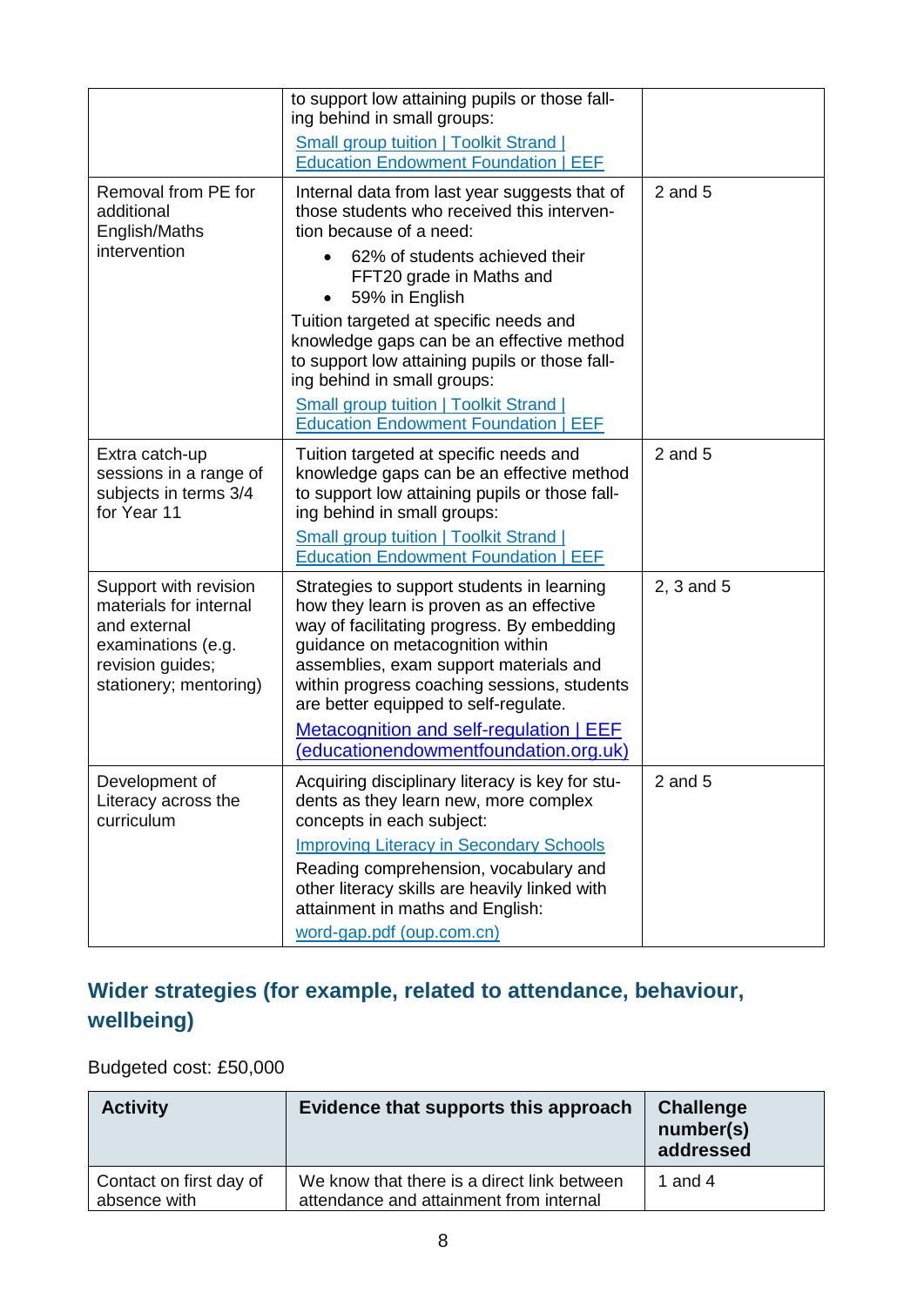| | | |
|---|---|---|
| | to support low attaining pupils or those falling behind in small groups: [Small group tuition \| Toolkit Strand \| Education Endowment Foundation \| EEF](#) | |
| Removal from PE for additional English/Maths intervention | Internal data from last year suggests that of those students who received this intervention because of a need: <br>• 62% of students achieved their FFT20 grade in Maths and <br>• 59% in English <br>Tuition targeted at specific needs and knowledge gaps can be an effective method to support low attaining pupils or those falling behind in small groups: [Small group tuition \| Toolkit Strand \| Education Endowment Foundation \| EEF](#) | 2 and 5 |
| Extra catch-up sessions in a range of subjects in terms 3/4 for Year 11 | Tuition targeted at specific needs and knowledge gaps can be an effective method to support low attaining pupils or those falling behind in small groups: [Small group tuition \| Toolkit Strand \| Education Endowment Foundation \| EEF](#) | 2 and 5 |
| Support with revision materials for internal and external examinations (e.g. revision guides; stationery; mentoring) | Strategies to support students in learning how they learn is proven as an effective way of facilitating progress. By embedding guidance on metacognition within assemblies, exam support materials and within progress coaching sessions, students are better equipped to self-regulate. [Metacognition and self-regulation \| EEF (educationendowmentfoundation.org.uk)](#) | 2, 3 and 5 |
| Development of Literacy across the curriculum | Acquiring disciplinary literacy is key for students as they learn new, more complex concepts in each subject: [Improving Literacy in Secondary Schools](#) <br>Reading comprehension, vocabulary and other literacy skills are heavily linked with attainment in maths and English: [word-gap.pdf (oup.com.cn)](#) | 2 and 5 |

## Wider strategies (for example, related to attendance, behaviour, wellbeing)

Budgeted cost: £50,000

| Activity | Evidence that supports this approach | Challenge number(s) addressed |
|---|---|---|
| Contact on first day of absence with | We know that there is a direct link between attendance and attainment from internal | 1 and 4 |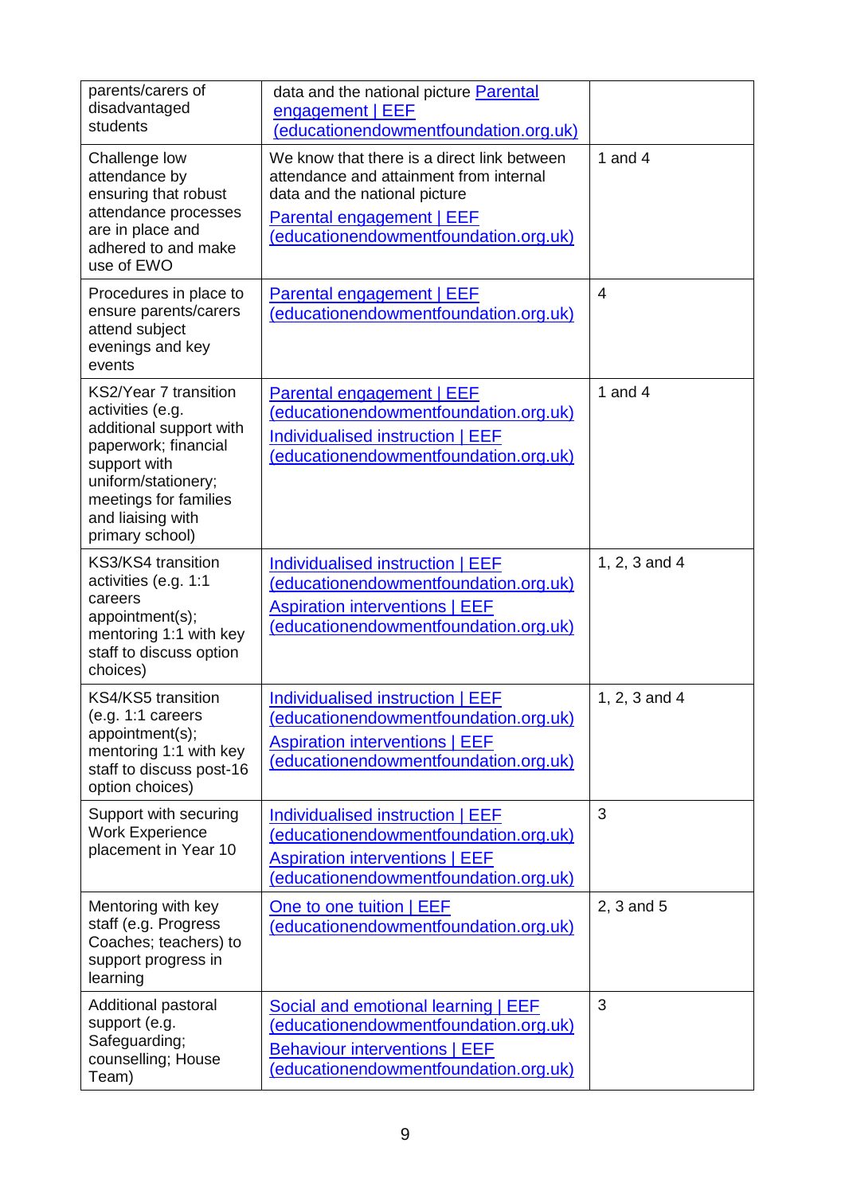| | | |
|---|---|---|
| parents/carers of disadvantaged students | data and the national picture Parental engagement \| EEF (educationendowmentfoundation.org.uk) | |
| Challenge low attendance by ensuring that robust attendance processes are in place and adhered to and make use of EWO | We know that there is a direct link between attendance and attainment from internal data and the national picture Parental engagement \| EEF (educationendowmentfoundation.org.uk) | 1 and 4 |
| Procedures in place to ensure parents/carers attend subject evenings and key events | Parental engagement \| EEF (educationendowmentfoundation.org.uk) | 4 |
| KS2/Year 7 transition activities (e.g. additional support with paperwork; financial support with uniform/stationery; meetings for families and liaising with primary school) | Parental engagement \| EEF (educationendowmentfoundation.org.uk) Individualised instruction \| EEF (educationendowmentfoundation.org.uk) | 1 and 4 |
| KS3/KS4 transition activities (e.g. 1:1 careers appointment(s); mentoring 1:1 with key staff to discuss option choices) | Individualised instruction \| EEF (educationendowmentfoundation.org.uk) Aspiration interventions \| EEF (educationendowmentfoundation.org.uk) | 1, 2, 3 and 4 |
| KS4/KS5 transition (e.g. 1:1 careers appointment(s); mentoring 1:1 with key staff to discuss post-16 option choices) | Individualised instruction \| EEF (educationendowmentfoundation.org.uk) Aspiration interventions \| EEF (educationendowmentfoundation.org.uk) | 1, 2, 3 and 4 |
| Support with securing Work Experience placement in Year 10 | Individualised instruction \| EEF (educationendowmentfoundation.org.uk) Aspiration interventions \| EEF (educationendowmentfoundation.org.uk) | 3 |
| Mentoring with key staff (e.g. Progress Coaches; teachers) to support progress in learning | One to one tuition \| EEF (educationendowmentfoundation.org.uk) | 2, 3 and 5 |
| Additional pastoral support (e.g. Safeguarding; counselling; House Team) | Social and emotional learning \| EEF (educationendowmentfoundation.org.uk) Behaviour interventions \| EEF (educationendowmentfoundation.org.uk) | 3 |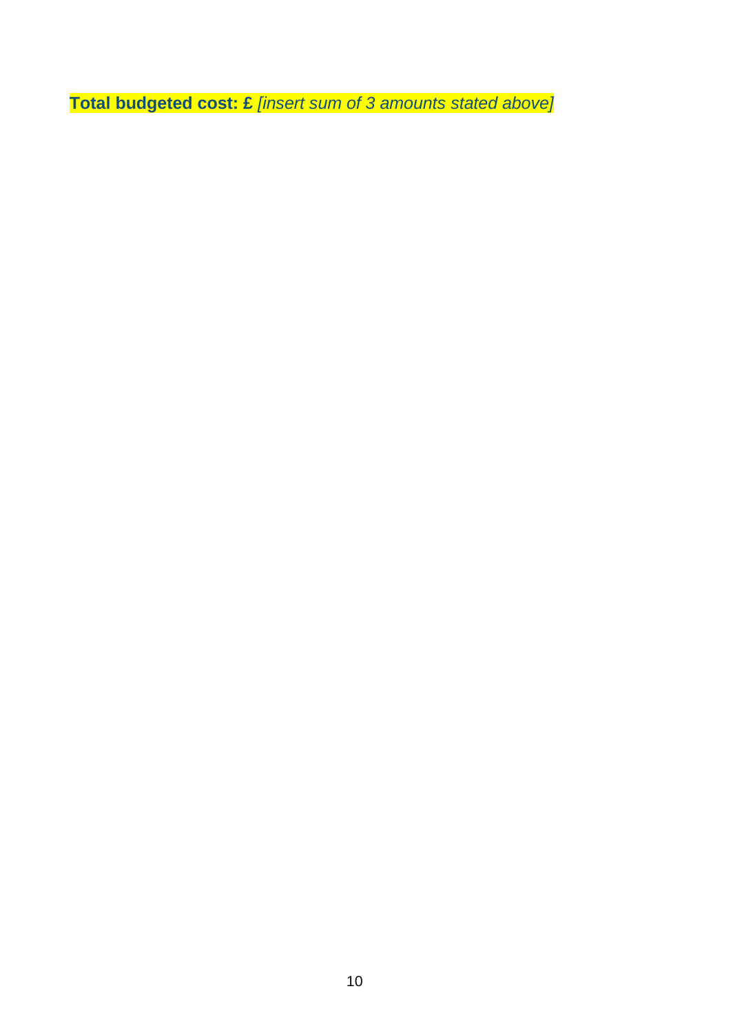**Total budgeted cost: £** *[insert sum of 3 amounts stated above]*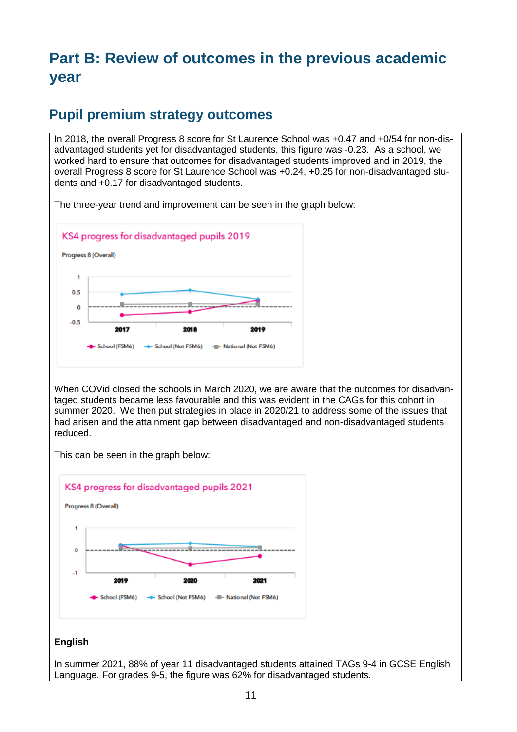# Part B: Review of outcomes in the previous academic year

## Pupil premium strategy outcomes

In 2018, the overall Progress 8 score for St Laurence School was +0.47 and +0/54 for non-disadvantaged students yet for disadvantaged students, this figure was -0.23. As a school, we worked hard to ensure that outcomes for disadvantaged students improved and in 2019, the overall Progress 8 score for St Laurence School was +0.24, +0.25 for non-disadvantaged students and +0.17 for disadvantaged students.

The three-year trend and improvement can be seen in the graph below:

KS4 progress for disadvantaged pupils 2019

Progress 8 (Overall)

School (FSM6) · School (Not FSM6) · National (Not FSM6)

When COVid closed the schools in March 2020, we are aware that the outcomes for disadvantaged students became less favourable and this was evident in the CAGs for this cohort in summer 2020. We then put strategies in place in 2020/21 to address some of the issues that had arisen and the attainment gap between disadvantaged and non-disadvantaged students reduced.

This can be seen in the graph below:

KS4 progress for disadvantaged pupils 2021

Progress 8 (Overall)

School (FSM6) · School (Not FSM6) · National (Not FSM6)

**English**

In summer 2021, 88% of year 11 disadvantaged students attained TAGs 9-4 in GCSE English Language. For grades 9-5, the figure was 62% for disadvantaged students.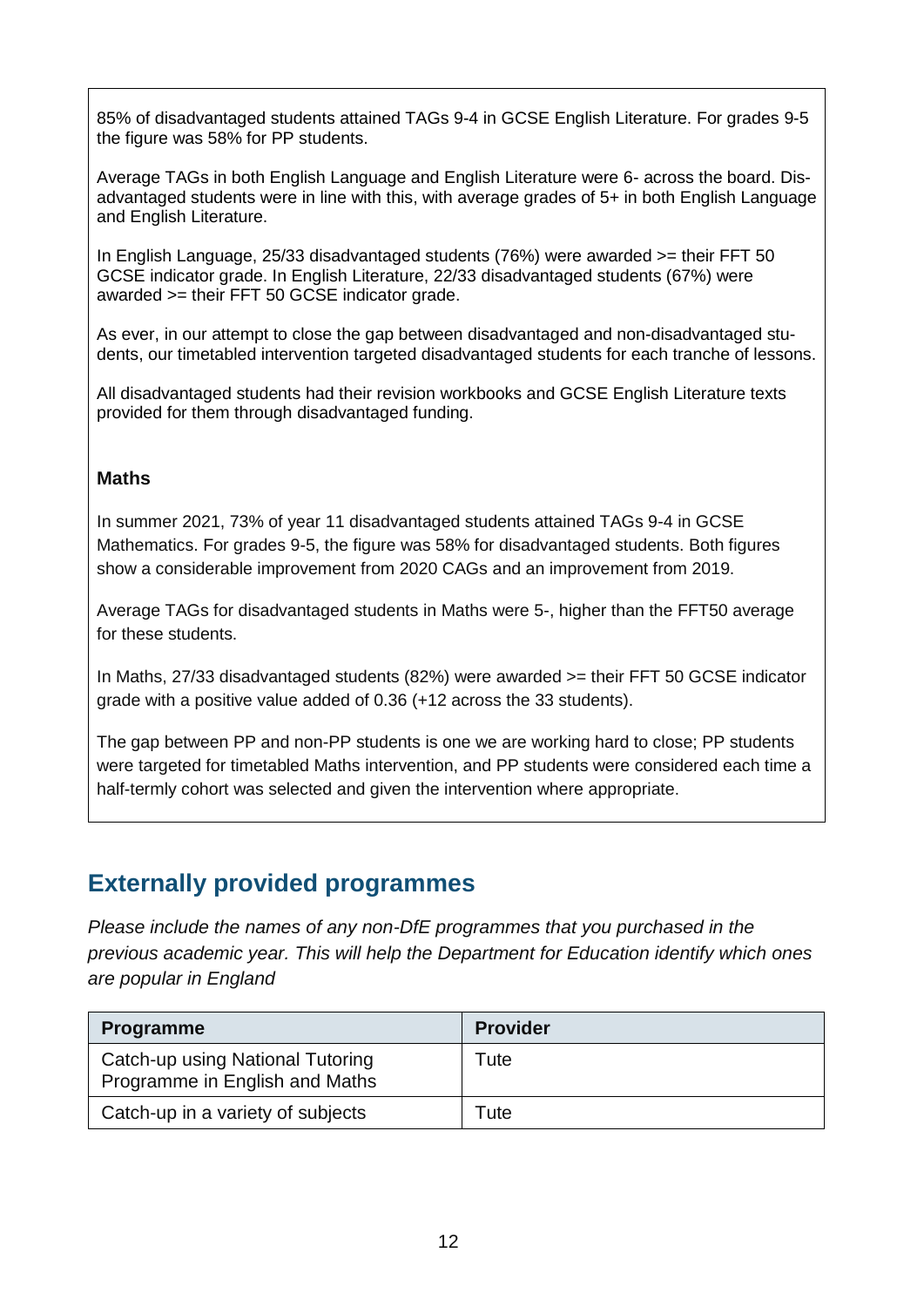85% of disadvantaged students attained TAGs 9-4 in GCSE English Literature. For grades 9-5 the figure was 58% for PP students.

Average TAGs in both English Language and English Literature were 6- across the board. Disadvantaged students were in line with this, with average grades of 5+ in both English Language and English Literature.

In English Language, 25/33 disadvantaged students (76%) were awarded >= their FFT 50 GCSE indicator grade. In English Literature, 22/33 disadvantaged students (67%) were awarded >= their FFT 50 GCSE indicator grade.

As ever, in our attempt to close the gap between disadvantaged and non-disadvantaged students, our timetabled intervention targeted disadvantaged students for each tranche of lessons.

All disadvantaged students had their revision workbooks and GCSE English Literature texts provided for them through disadvantaged funding.

**Maths**

In summer 2021, 73% of year 11 disadvantaged students attained TAGs 9-4 in GCSE Mathematics. For grades 9-5, the figure was 58% for disadvantaged students. Both figures show a considerable improvement from 2020 CAGs and an improvement from 2019.

Average TAGs for disadvantaged students in Maths were 5-, higher than the FFT50 average for these students.

In Maths, 27/33 disadvantaged students (82%) were awarded >= their FFT 50 GCSE indicator grade with a positive value added of 0.36 (+12 across the 33 students).

The gap between PP and non-PP students is one we are working hard to close; PP students were targeted for timetabled Maths intervention, and PP students were considered each time a half-termly cohort was selected and given the intervention where appropriate.

## Externally provided programmes

*Please include the names of any non-DfE programmes that you purchased in the previous academic year. This will help the Department for Education identify which ones are popular in England*

| Programme | Provider |
|---|---|
| Catch-up using National Tutoring Programme in English and Maths | Tute |
| Catch-up in a variety of subjects | Tute |